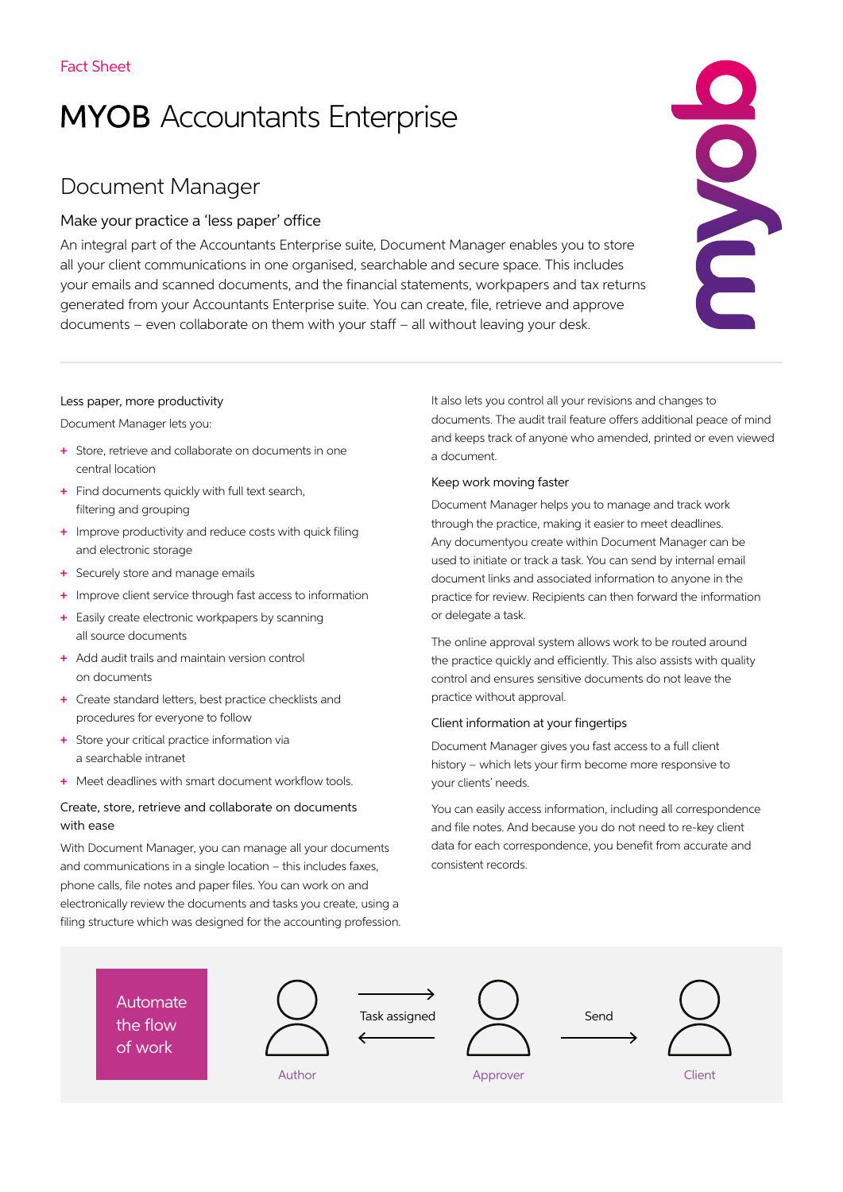Fact Sheet

# MYOB Accountants Enterprise

## Document Manager

### Make your practice a 'less paper' office

An integral part of the Accountants Enterprise suite, Document Manager enables you to store all your client communications in one organised, searchable and secure space. This includes your emails and scanned documents, and the financial statements, workpapers and tax returns generated from your Accountants Enterprise suite. You can create, file, retrieve and approve documents – even collaborate on them with your staff – all without leaving your desk.

### Less paper, more productivity

Document Manager lets you:

- Store, retrieve and collaborate on documents in one central location
- Find documents quickly with full text search, filtering and grouping
- Improve productivity and reduce costs with quick filing and electronic storage
- Securely store and manage emails
- Improve client service through fast access to information
- Easily create electronic workpapers by scanning all source documents
- Add audit trails and maintain version control on documents
- Create standard letters, best practice checklists and procedures for everyone to follow
- Store your critical practice information via a searchable intranet
- Meet deadlines with smart document workflow tools.

### Create, store, retrieve and collaborate on documents with ease

With Document Manager, you can manage all your documents and communications in a single location – this includes faxes, phone calls, file notes and paper files. You can work on and electronically review the documents and tasks you create, using a filing structure which was designed for the accounting profession.

It also lets you control all your revisions and changes to documents. The audit trail feature offers additional peace of mind and keeps track of anyone who amended, printed or even viewed a document.

### Keep work moving faster

Document Manager helps you to manage and track work through the practice, making it easier to meet deadlines. Any documentyou create within Document Manager can be used to initiate or track a task. You can send by internal email document links and associated information to anyone in the practice for review. Recipients can then forward the information or delegate a task.

The online approval system allows work to be routed around the practice quickly and efficiently. This also assists with quality control and ensures sensitive documents do not leave the practice without approval.

### Client information at your fingertips

Document Manager gives you fast access to a full client history – which lets your firm become more responsive to your clients' needs.

You can easily access information, including all correspondence and file notes. And because you do not need to re-key client data for each correspondence, you benefit from accurate and consistent records.

Automate the flow of work

Author ⇄ Task assigned ⇄ Approver → Send → Client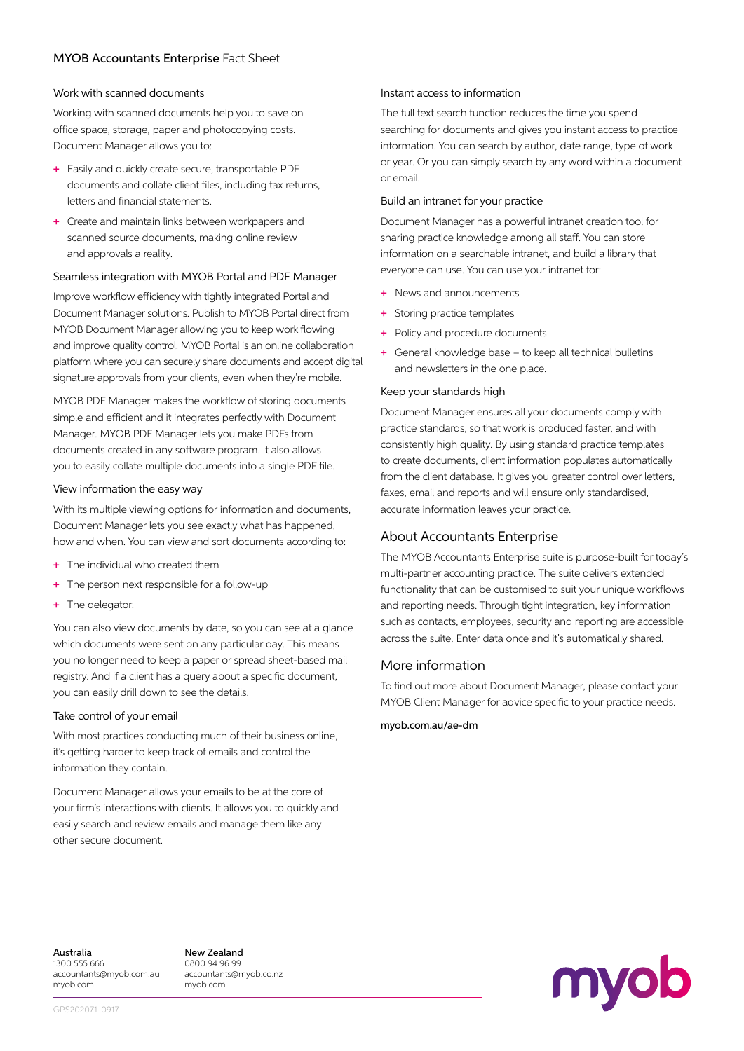### Work with scanned documents

Working with scanned documents help you to save on office space, storage, paper and photocopying costs. Document Manager allows you to:

- Easily and quickly create secure, transportable PDF documents and collate client files, including tax returns, letters and financial statements.
- Create and maintain links between workpapers and scanned source documents, making online review and approvals a reality.

### Seamless integration with MYOB Portal and PDF Manager

Improve workflow efficiency with tightly integrated Portal and Document Manager solutions. Publish to MYOB Portal direct from MYOB Document Manager allowing you to keep work flowing and improve quality control. MYOB Portal is an online collaboration platform where you can securely share documents and accept digital signature approvals from your clients, even when they're mobile.

MYOB PDF Manager makes the workflow of storing documents simple and efficient and it integrates perfectly with Document Manager. MYOB PDF Manager lets you make PDFs from documents created in any software program. It also allows you to easily collate multiple documents into a single PDF file.

### View information the easy way

With its multiple viewing options for information and documents, Document Manager lets you see exactly what has happened, how and when. You can view and sort documents according to:

- The individual who created them
- The person next responsible for a follow-up
- The delegator.

You can also view documents by date, so you can see at a glance which documents were sent on any particular day. This means you no longer need to keep a paper or spread sheet-based mail registry. And if a client has a query about a specific document, you can easily drill down to see the details.

### Take control of your email

With most practices conducting much of their business online, it's getting harder to keep track of emails and control the information they contain.

Document Manager allows your emails to be at the core of your firm's interactions with clients. It allows you to quickly and easily search and review emails and manage them like any other secure document.

### Instant access to information

The full text search function reduces the time you spend searching for documents and gives you instant access to practice information. You can search by author, date range, type of work or year. Or you can simply search by any word within a document or email.

### Build an intranet for your practice

Document Manager has a powerful intranet creation tool for sharing practice knowledge among all staff. You can store information on a searchable intranet, and build a library that everyone can use. You can use your intranet for:

- News and announcements
- Storing practice templates
- Policy and procedure documents
- General knowledge base – to keep all technical bulletins and newsletters in the one place.

### Keep your standards high

Document Manager ensures all your documents comply with practice standards, so that work is produced faster, and with consistently high quality. By using standard practice templates to create documents, client information populates automatically from the client database. It gives you greater control over letters, faxes, email and reports and will ensure only standardised, accurate information leaves your practice.

## About Accountants Enterprise

The MYOB Accountants Enterprise suite is purpose-built for today's multi-partner accounting practice. The suite delivers extended functionality that can be customised to suit your unique workflows and reporting needs. Through tight integration, key information such as contacts, employees, security and reporting are accessible across the suite. Enter data once and it's automatically shared.

## More information

To find out more about Document Manager, please contact your MYOB Client Manager for advice specific to your practice needs.

**myob.com.au/ae-dm**

**Australia**
1300 555 666
accountants@myob.com.au
myob.com

**New Zealand**
0800 94 96 99
accountants@myob.co.nz
myob.com

GPS202071-0917